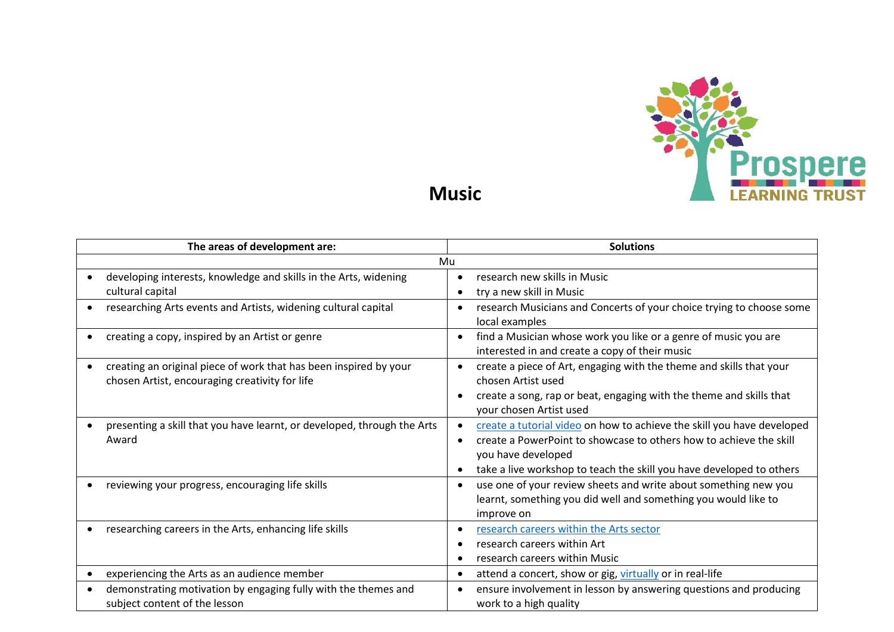# Music

| The areas of development are: | Solutions |
|---|---|
| Mu | |
| • developing interests, knowledge and skills in the Arts, widening cultural capital | • research new skills in Music<br>• try a new skill in Music |
| • researching Arts events and Artists, widening cultural capital | • research Musicians and Concerts of your choice trying to choose some local examples |
| • creating a copy, inspired by an Artist or genre | • find a Musician whose work you like or a genre of music you are interested in and create a copy of their music |
| • creating an original piece of work that has been inspired by your chosen Artist, encouraging creativity for life | • create a piece of Art, engaging with the theme and skills that your chosen Artist used<br>• create a song, rap or beat, engaging with the theme and skills that your chosen Artist used |
| • presenting a skill that you have learnt, or developed, through the Arts Award | • create a tutorial video on how to achieve the skill you have developed<br>• create a PowerPoint to showcase to others how to achieve the skill you have developed<br>• take a live workshop to teach the skill you have developed to others |
| • reviewing your progress, encouraging life skills | • use one of your review sheets and write about something new you learnt, something you did well and something you would like to improve on |
| • researching careers in the Arts, enhancing life skills | • research careers within the Arts sector<br>• research careers within Art<br>• research careers within Music |
| • experiencing the Arts as an audience member | • attend a concert, show or gig, virtually or in real-life |
| • demonstrating motivation by engaging fully with the themes and subject content of the lesson | • ensure involvement in lesson by answering questions and producing work to a high quality |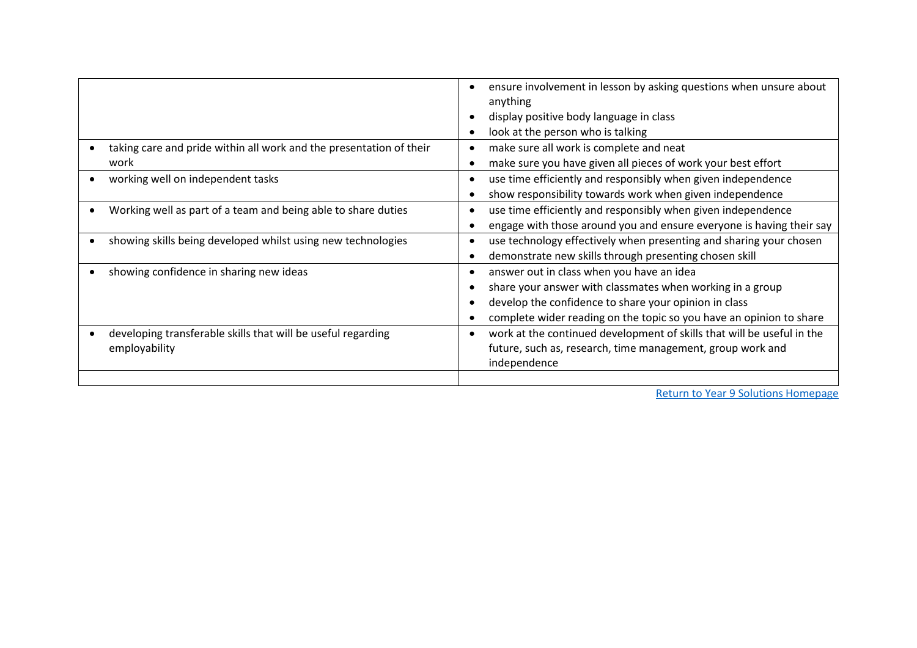| | |
|---|---|
| | • ensure involvement in lesson by asking questions when unsure about anything<br>• display positive body language in class<br>• look at the person who is talking |
| • taking care and pride within all work and the presentation of their work | • make sure all work is complete and neat<br>• make sure you have given all pieces of work your best effort |
| • working well on independent tasks | • use time efficiently and responsibly when given independence<br>• show responsibility towards work when given independence |
| • Working well as part of a team and being able to share duties | • use time efficiently and responsibly when given independence<br>• engage with those around you and ensure everyone is having their say |
| • showing skills being developed whilst using new technologies | • use technology effectively when presenting and sharing your chosen<br>• demonstrate new skills through presenting chosen skill |
| • showing confidence in sharing new ideas | • answer out in class when you have an idea<br>• share your answer with classmates when working in a group<br>• develop the confidence to share your opinion in class<br>• complete wider reading on the topic so you have an opinion to share |
| • developing transferable skills that will be useful regarding employability | • work at the continued development of skills that will be useful in the future, such as, research, time management, group work and independence |
| | |

[Return to Year 9 Solutions Homepage]